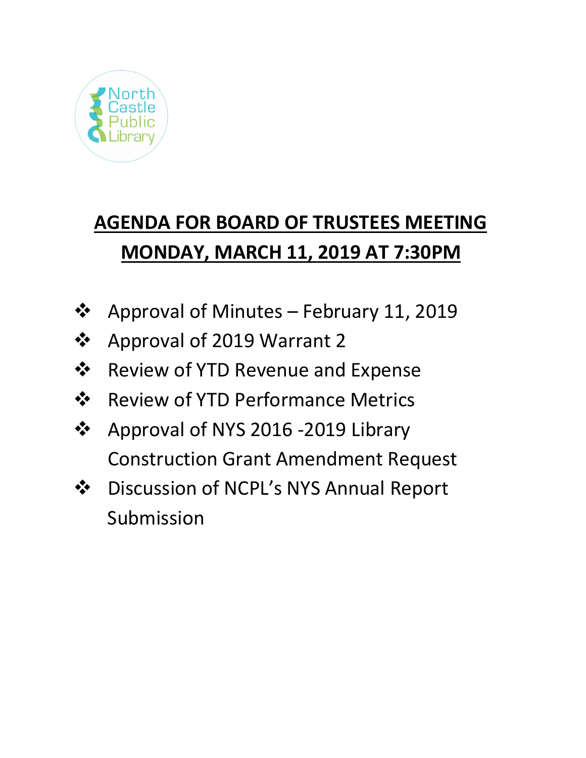North Castle Public Library

# AGENDA FOR BOARD OF TRUSTEES MEETING
# MONDAY, MARCH 11, 2019 AT 7:30PM

- Approval of Minutes – February 11, 2019
- Approval of 2019 Warrant 2
- Review of YTD Revenue and Expense
- Review of YTD Performance Metrics
- Approval of NYS 2016 -2019 Library Construction Grant Amendment Request
- Discussion of NCPL's NYS Annual Report Submission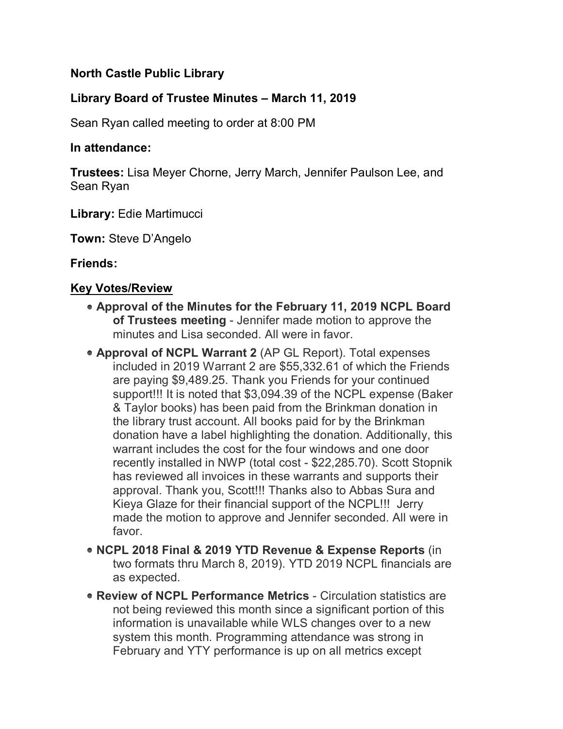**North Castle Public Library**

**Library Board of Trustee Minutes – March 11, 2019**

Sean Ryan called meeting to order at 8:00 PM

**In attendance:**

**Trustees:** Lisa Meyer Chorne, Jerry March, Jennifer Paulson Lee, and Sean Ryan

**Library:** Edie Martimucci

**Town:** Steve D'Angelo

**Friends:**

## Key Votes/Review

- **Approval of the Minutes for the February 11, 2019 NCPL Board of Trustees meeting** - Jennifer made motion to approve the minutes and Lisa seconded. All were in favor.
- **Approval of NCPL Warrant 2** (AP GL Report). Total expenses included in 2019 Warrant 2 are $55,332.61 of which the Friends are paying $9,489.25. Thank you Friends for your continued support!!! It is noted that $3,094.39 of the NCPL expense (Baker & Taylor books) has been paid from the Brinkman donation in the library trust account. All books paid for by the Brinkman donation have a label highlighting the donation. Additionally, this warrant includes the cost for the four windows and one door recently installed in NWP (total cost - $22,285.70). Scott Stopnik has reviewed all invoices in these warrants and supports their approval. Thank you, Scott!!! Thanks also to Abbas Sura and Kieya Glaze for their financial support of the NCPL!!! Jerry made the motion to approve and Jennifer seconded. All were in favor.
- **NCPL 2018 Final & 2019 YTD Revenue & Expense Reports** (in two formats thru March 8, 2019). YTD 2019 NCPL financials are as expected.
- **Review of NCPL Performance Metrics** - Circulation statistics are not being reviewed this month since a significant portion of this information is unavailable while WLS changes over to a new system this month. Programming attendance was strong in February and YTY performance is up on all metrics except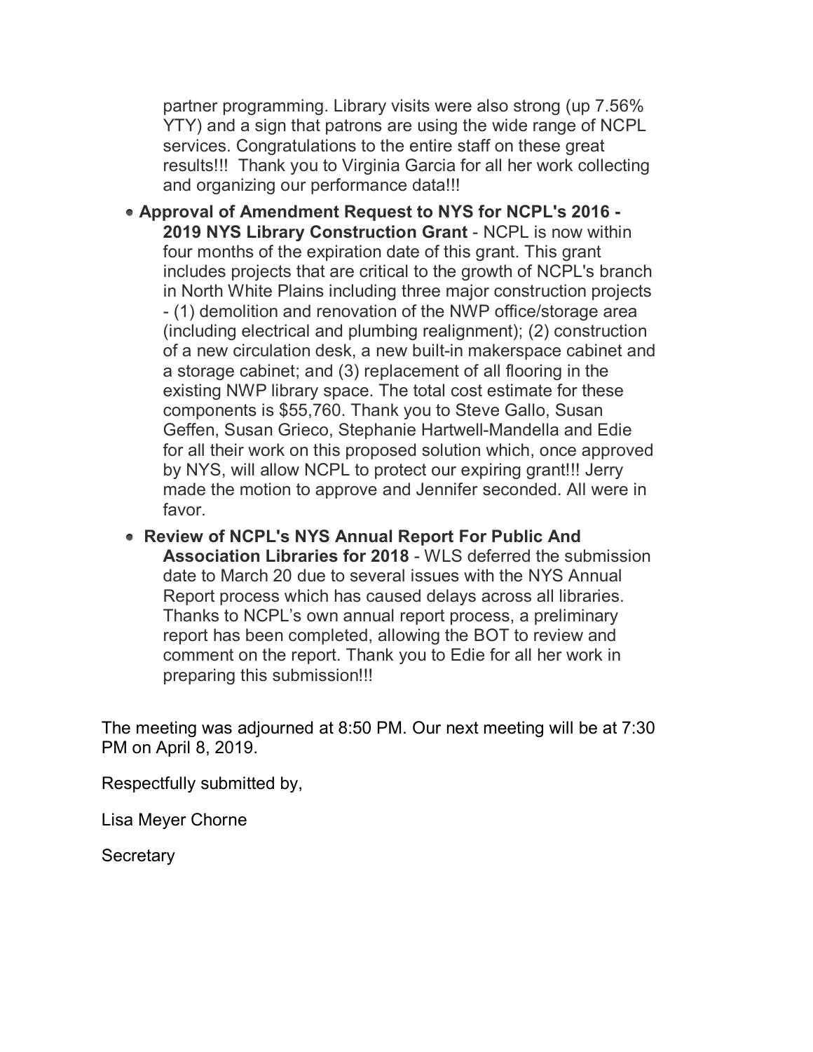partner programming. Library visits were also strong (up 7.56% YTY) and a sign that patrons are using the wide range of NCPL services. Congratulations to the entire staff on these great results!!! Thank you to Virginia Garcia for all her work collecting and organizing our performance data!!!

- **Approval of Amendment Request to NYS for NCPL's 2016 - 2019 NYS Library Construction Grant** - NCPL is now within four months of the expiration date of this grant. This grant includes projects that are critical to the growth of NCPL's branch in North White Plains including three major construction projects - (1) demolition and renovation of the NWP office/storage area (including electrical and plumbing realignment); (2) construction of a new circulation desk, a new built-in makerspace cabinet and a storage cabinet; and (3) replacement of all flooring in the existing NWP library space. The total cost estimate for these components is $55,760. Thank you to Steve Gallo, Susan Geffen, Susan Grieco, Stephanie Hartwell-Mandella and Edie for all their work on this proposed solution which, once approved by NYS, will allow NCPL to protect our expiring grant!!! Jerry made the motion to approve and Jennifer seconded. All were in favor.
- **Review of NCPL's NYS Annual Report For Public And Association Libraries for 2018** - WLS deferred the submission date to March 20 due to several issues with the NYS Annual Report process which has caused delays across all libraries. Thanks to NCPL's own annual report process, a preliminary report has been completed, allowing the BOT to review and comment on the report. Thank you to Edie for all her work in preparing this submission!!!

The meeting was adjourned at 8:50 PM. Our next meeting will be at 7:30 PM on April 8, 2019.

Respectfully submitted by,

Lisa Meyer Chorne

Secretary